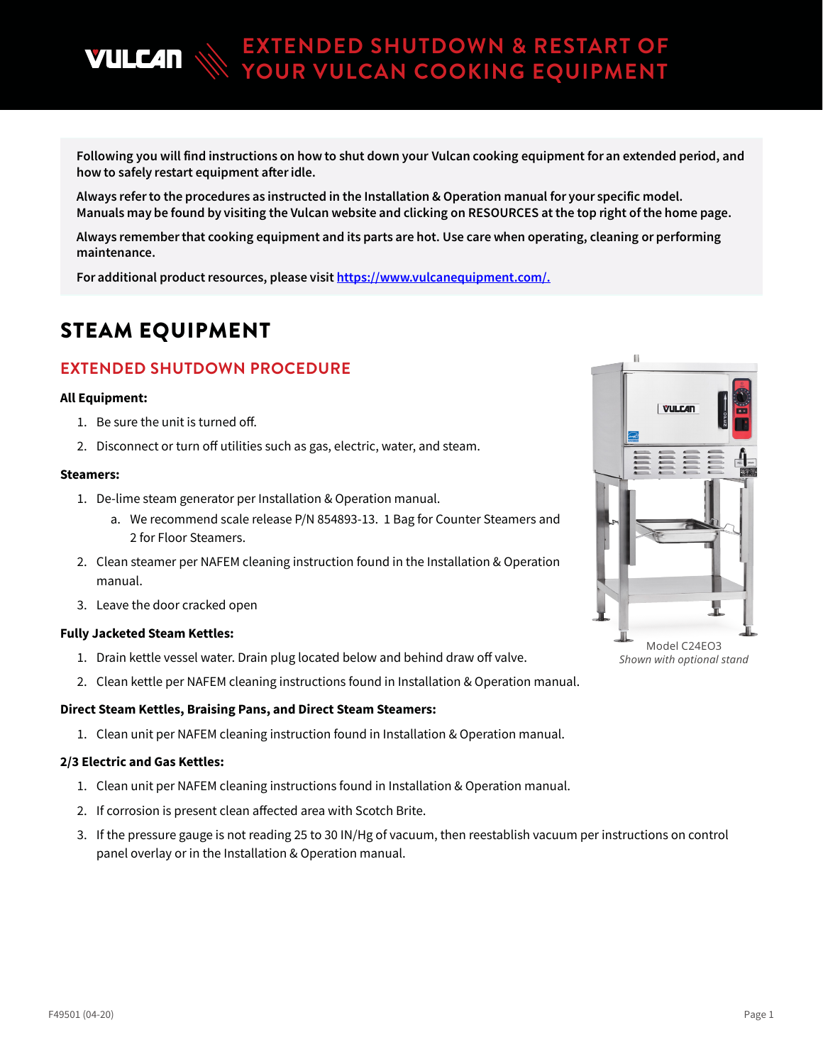# EXTENDED SHUTDOWN & RESTART OF YOUR VULCAN COOKING EQUIPMENT

**Following you will find instructions on how to shut down your Vulcan cooking equipment for an extended period, and how to safely restart equipment after idle.**

**Always refer to the procedures as instructed in the Installation & Operation manual for your specific model. Manuals may be found by visiting the Vulcan website and clicking on RESOURCES at the top right of the home page.**

**Always remember that cooking equipment and its parts are hot. Use care when operating, cleaning or performing maintenance.**

**For additional product resources, please visit [https://www.vulcanequipment.com/.](https://www.vulcanequipment.com/)**

## STEAM EQUIPMENT

### EXTENDED SHUTDOWN PROCEDURE

**All Equipment:**

1. Be sure the unit is turned off.
2. Disconnect or turn off utilities such as gas, electric, water, and steam.

**Steamers:**

1. De-lime steam generator per Installation & Operation manual.
   a. We recommend scale release P/N 854893-13. 1 Bag for Counter Steamers and 2 for Floor Steamers.
2. Clean steamer per NAFEM cleaning instruction found in the Installation & Operation manual.
3. Leave the door cracked open

**Fully Jacketed Steam Kettles:**

1. Drain kettle vessel water. Drain plug located below and behind draw off valve.
2. Clean kettle per NAFEM cleaning instructions found in Installation & Operation manual.

**Direct Steam Kettles, Braising Pans, and Direct Steam Steamers:**

1. Clean unit per NAFEM cleaning instruction found in Installation & Operation manual.

**2/3 Electric and Gas Kettles:**

1. Clean unit per NAFEM cleaning instructions found in Installation & Operation manual.
2. If corrosion is present clean affected area with Scotch Brite.
3. If the pressure gauge is not reading 25 to 30 IN/Hg of vacuum, then reestablish vacuum per instructions on control panel overlay or in the Installation & Operation manual.

Model C24EO3
*Shown with optional stand*

F49501 (04-20)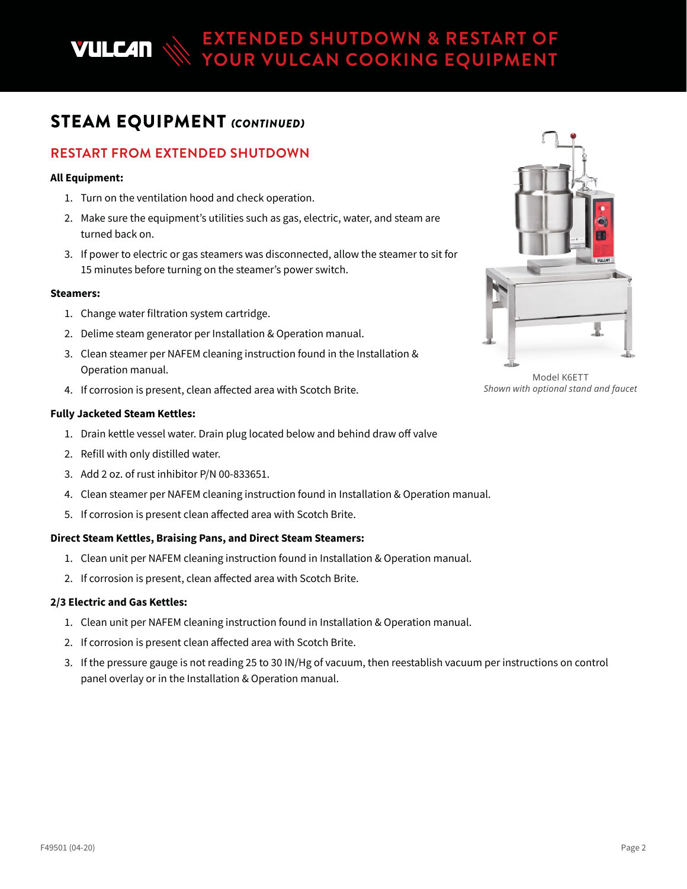# EXTENDED SHUTDOWN & RESTART OF YOUR VULCAN COOKING EQUIPMENT

## STEAM EQUIPMENT *(CONTINUED)*

### RESTART FROM EXTENDED SHUTDOWN

**All Equipment:**

1. Turn on the ventilation hood and check operation.
2. Make sure the equipment's utilities such as gas, electric, water, and steam are turned back on.
3. If power to electric or gas steamers was disconnected, allow the steamer to sit for 15 minutes before turning on the steamer's power switch.

**Steamers:**

1. Change water filtration system cartridge.
2. Delime steam generator per Installation & Operation manual.
3. Clean steamer per NAFEM cleaning instruction found in the Installation & Operation manual.
4. If corrosion is present, clean affected area with Scotch Brite.

Model K6ETT
*Shown with optional stand and faucet*

**Fully Jacketed Steam Kettles:**

1. Drain kettle vessel water. Drain plug located below and behind draw off valve
2. Refill with only distilled water.
3. Add 2 oz. of rust inhibitor P/N 00-833651.
4. Clean steamer per NAFEM cleaning instruction found in Installation & Operation manual.
5. If corrosion is present clean affected area with Scotch Brite.

**Direct Steam Kettles, Braising Pans, and Direct Steam Steamers:**

1. Clean unit per NAFEM cleaning instruction found in Installation & Operation manual.
2. If corrosion is present, clean affected area with Scotch Brite.

**2/3 Electric and Gas Kettles:**

1. Clean unit per NAFEM cleaning instruction found in Installation & Operation manual.
2. If corrosion is present clean affected area with Scotch Brite.
3. If the pressure gauge is not reading 25 to 30 IN/Hg of vacuum, then reestablish vacuum per instructions on control panel overlay or in the Installation & Operation manual.

F49501 (04-20)